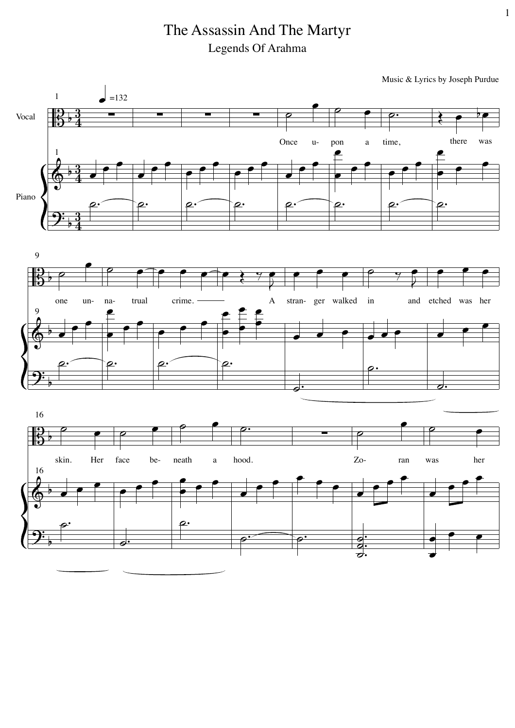# The Assassin And The Martyr

## Legends Of Arahma

Music & Lyrics by Joseph Purdue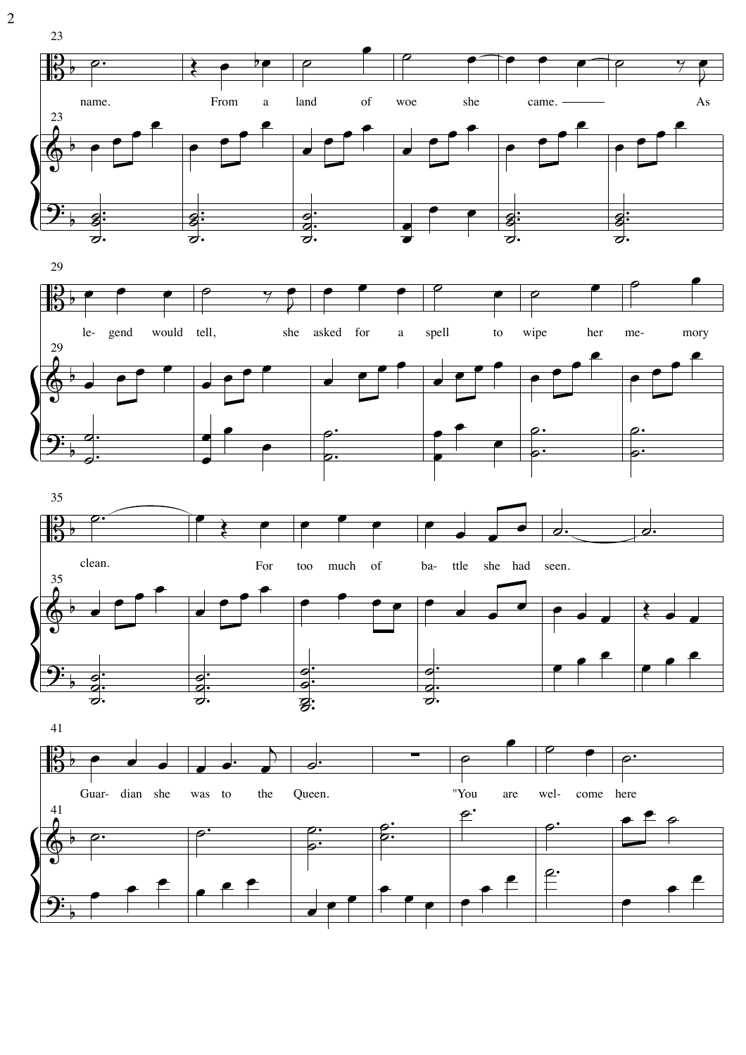name. From a land of woe she came. As

le- gend would tell, she asked for a spell to wipe her me- mory

clean. For too much of ba- ttle she had seen.

Guar- dian she was to the Queen. "You are wel- come here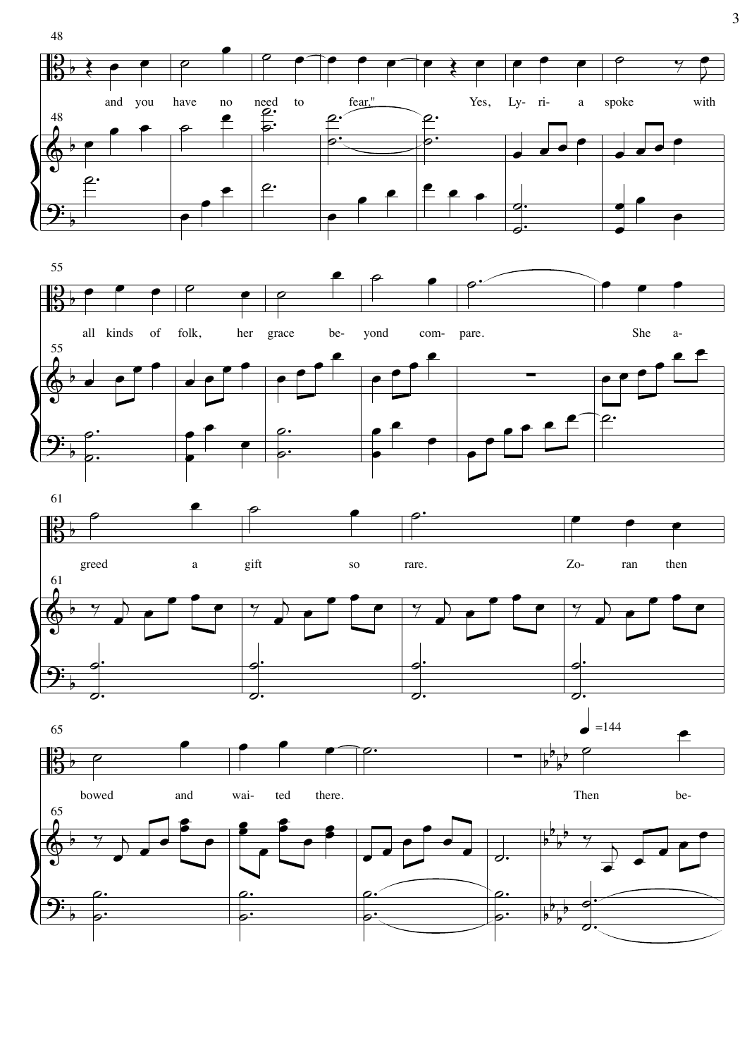and you have no need to fear." Yes, Ly- ri- a spoke with

all kinds of folk, her grace be- yond com- pare. She a-

greed a gift so rare. Zo- ran then

bowed and wai- ted there. Then be-

♩=144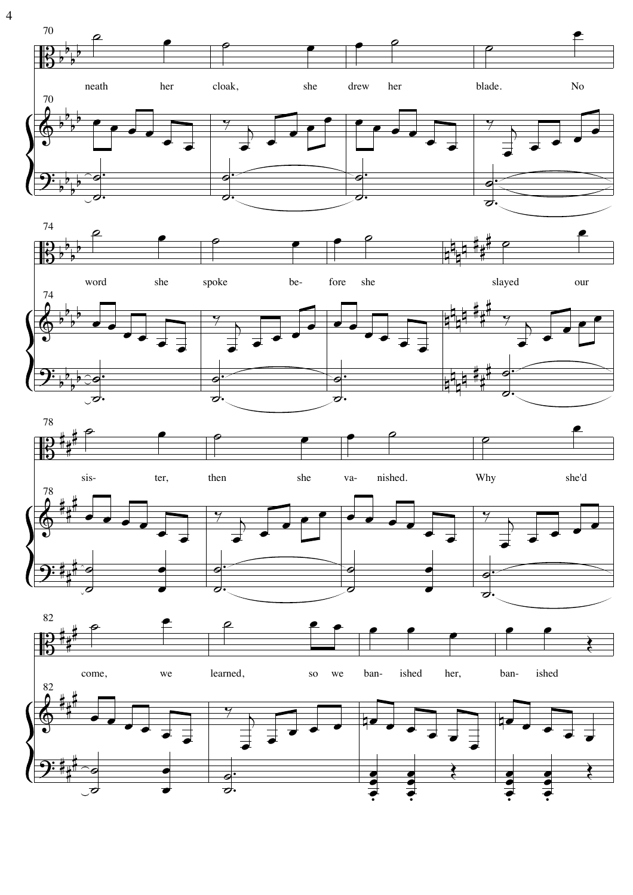neath her cloak, she drew her blade. No word she spoke be- fore she slayed our sis- ter, then she va- nished. Why she'd come, we learned, so we ban- ished her, ban- ished